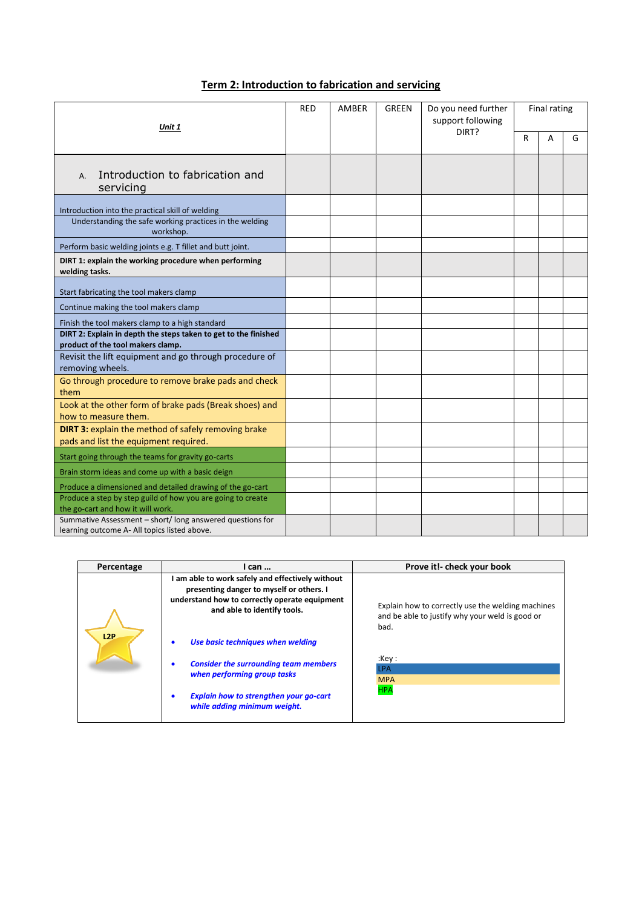# Term 2: Introduction to fabrication and servicing

| ***Unit 1*** | RED | AMBER | GREEN | Do you need further support following DIRT? | Final rating | | |
|---|---|---|---|---|---|---|---|
| | | | | | R | A | G |
| A. Introduction to fabrication and servicing | | | | | | | |
| Introduction into the practical skill of welding | | | | | | | |
| Understanding the safe working practices in the welding workshop. | | | | | | | |
| Perform basic welding joints e.g. T fillet and butt joint. | | | | | | | |
| **DIRT 1: explain the working procedure when performing welding tasks.** | | | | | | | |
| Start fabricating the tool makers clamp | | | | | | | |
| Continue making the tool makers clamp | | | | | | | |
| Finish the tool makers clamp to a high standard | | | | | | | |
| **DIRT 2: Explain in depth the steps taken to get to the finished product of the tool makers clamp.** | | | | | | | |
| Revisit the lift equipment and go through procedure of removing wheels. | | | | | | | |
| Go through procedure to remove brake pads and check them | | | | | | | |
| Look at the other form of brake pads (Break shoes) and how to measure them. | | | | | | | |
| **DIRT 3:** explain the method of safely removing brake pads and list the equipment required. | | | | | | | |
| Start going through the teams for gravity go-carts | | | | | | | |
| Brain storm ideas and come up with a basic deign | | | | | | | |
| Produce a dimensioned and detailed drawing of the go-cart | | | | | | | |
| Produce a step by step guild of how you are going to create the go-cart and how it will work. | | | | | | | |
| Summative Assessment – short/ long answered questions for learning outcome A- All topics listed above. | | | | | | | |

| Percentage | I can … | Prove it!- check your book |
|---|---|---|
| L2P | **I am able to work safely and effectively without presenting danger to myself or others. I understand how to correctly operate equipment and able to identify tools.**<br>• ***Use basic techniques when welding***<br>• ***Consider the surrounding team members when performing group tasks***<br>• ***Explain how to strengthen your go-cart while adding minimum weight.*** | Explain how to correctly use the welding machines and be able to justify why your weld is good or bad.<br><br>:Key :<br>LPA<br>MPA<br>HPA |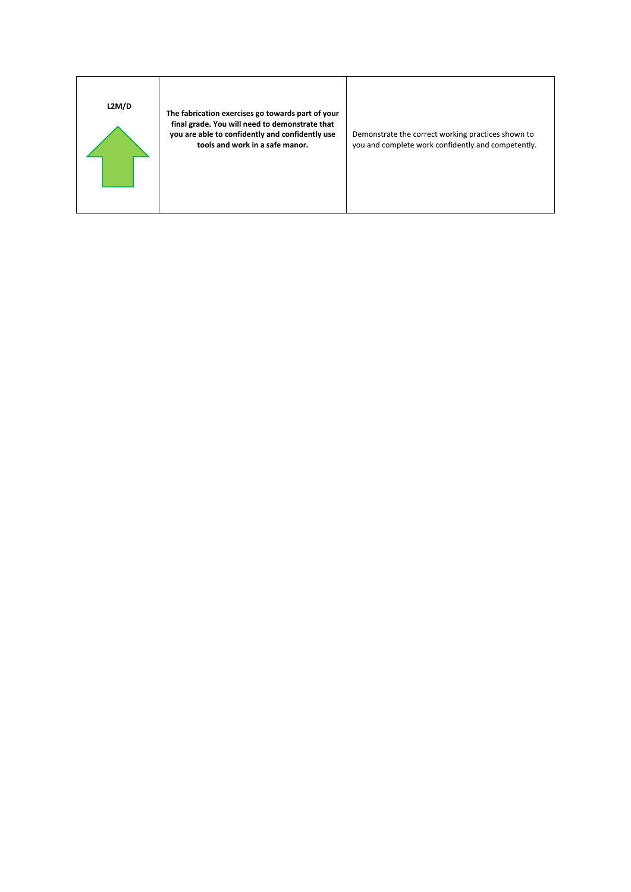| | | |
|---|---|---|
| **L2M/D** | **The fabrication exercises go towards part of your final grade. You will need to demonstrate that you are able to confidently and confidently use tools and work in a safe manor.** | Demonstrate the correct working practices shown to you and complete work confidently and competently. |